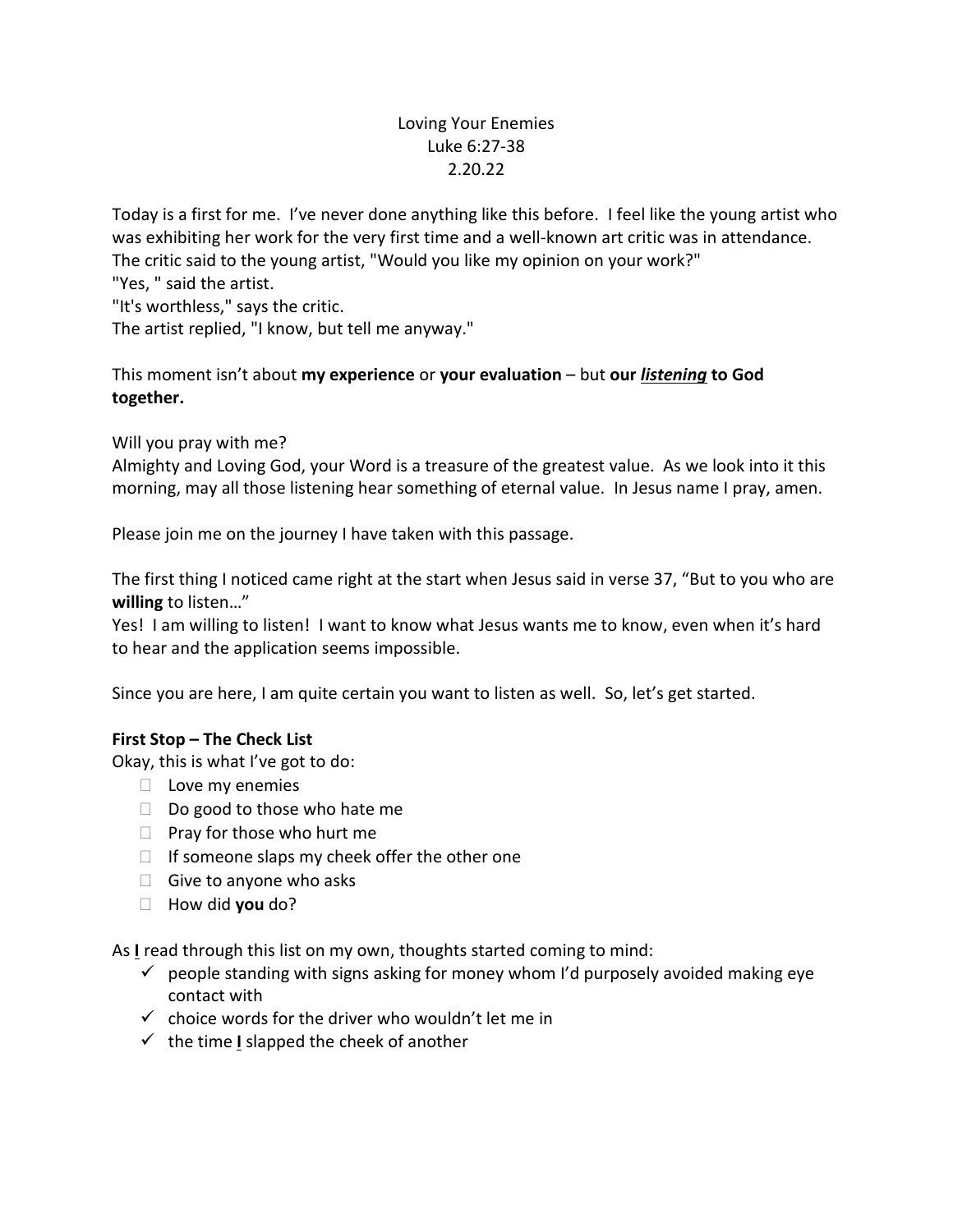Loving Your Enemies
Luke 6:27-38
2.20.22

Today is a first for me. I've never done anything like this before. I feel like the young artist who was exhibiting her work for the very first time and a well-known art critic was in attendance. The critic said to the young artist, "Would you like my opinion on your work?"
"Yes, " said the artist.
"It's worthless," says the critic.
The artist replied, "I know, but tell me anyway."

This moment isn't about **my experience** or **your evaluation** – but **our _**listening**_ to God together.**

Will you pray with me?
Almighty and Loving God, your Word is a treasure of the greatest value. As we look into it this morning, may all those listening hear something of eternal value. In Jesus name I pray, amen.

Please join me on the journey I have taken with this passage.

The first thing I noticed came right at the start when Jesus said in verse 37, "But to you who are **willing** to listen…"
Yes! I am willing to listen! I want to know what Jesus wants me to know, even when it's hard to hear and the application seems impossible.

Since you are here, I am quite certain you want to listen as well. So, let's get started.

**First Stop – The Check List**
Okay, this is what I've got to do:

- ☐ Love my enemies
- ☐ Do good to those who hate me
- ☐ Pray for those who hurt me
- ☐ If someone slaps my cheek offer the other one
- ☐ Give to anyone who asks
- ☐ How did **you** do?

As **_I_** read through this list on my own, thoughts started coming to mind:

- ✓ people standing with signs asking for money whom I'd purposely avoided making eye contact with
- ✓ choice words for the driver who wouldn't let me in
- ✓ the time **_I_** slapped the cheek of another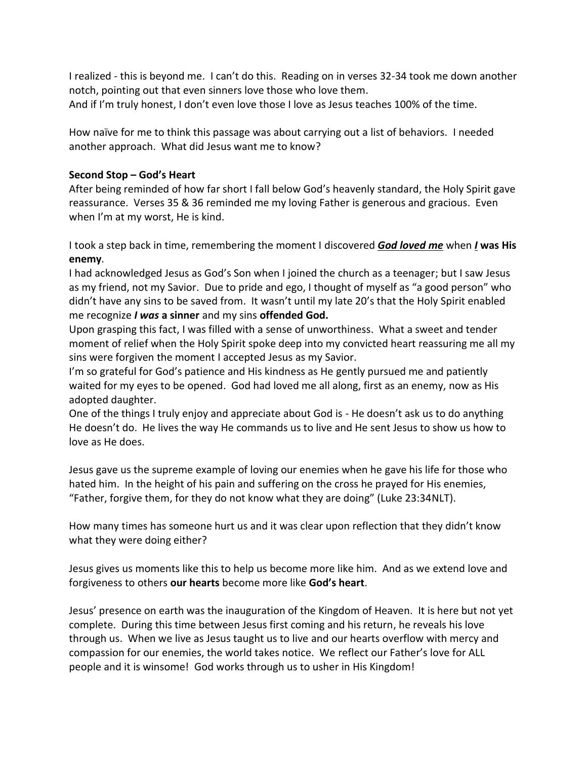I realized - this is beyond me. I can't do this. Reading on in verses 32-34 took me down another notch, pointing out that even sinners love those who love them.
And if I'm truly honest, I don't even love those I love as Jesus teaches 100% of the time.

How naïve for me to think this passage was about carrying out a list of behaviors. I needed another approach. What did Jesus want me to know?

**Second Stop – God's Heart**
After being reminded of how far short I fall below God's heavenly standard, the Holy Spirit gave reassurance. Verses 35 & 36 reminded me my loving Father is generous and gracious. Even when I'm at my worst, He is kind.

I took a step back in time, remembering the moment I discovered ***<u>God loved me</u>*** when ***<u>I</u>*** **was His enemy**.
I had acknowledged Jesus as God's Son when I joined the church as a teenager; but I saw Jesus as my friend, not my Savior. Due to pride and ego, I thought of myself as "a good person" who didn't have any sins to be saved from. It wasn't until my late 20's that the Holy Spirit enabled me recognize ***I was* a sinner** and my sins **offended God.**
Upon grasping this fact, I was filled with a sense of unworthiness. What a sweet and tender moment of relief when the Holy Spirit spoke deep into my convicted heart reassuring me all my sins were forgiven the moment I accepted Jesus as my Savior.
I'm so grateful for God's patience and His kindness as He gently pursued me and patiently waited for my eyes to be opened. God had loved me all along, first as an enemy, now as His adopted daughter.
One of the things I truly enjoy and appreciate about God is - He doesn't ask us to do anything He doesn't do. He lives the way He commands us to live and He sent Jesus to show us how to love as He does.

Jesus gave us the supreme example of loving our enemies when he gave his life for those who hated him. In the height of his pain and suffering on the cross he prayed for His enemies, "Father, forgive them, for they do not know what they are doing" (Luke 23:34NLT).

How many times has someone hurt us and it was clear upon reflection that they didn't know what they were doing either?

Jesus gives us moments like this to help us become more like him. And as we extend love and forgiveness to others **our hearts** become more like **God's heart**.

Jesus' presence on earth was the inauguration of the Kingdom of Heaven. It is here but not yet complete. During this time between Jesus first coming and his return, he reveals his love through us. When we live as Jesus taught us to live and our hearts overflow with mercy and compassion for our enemies, the world takes notice. We reflect our Father's love for ALL people and it is winsome! God works through us to usher in His Kingdom!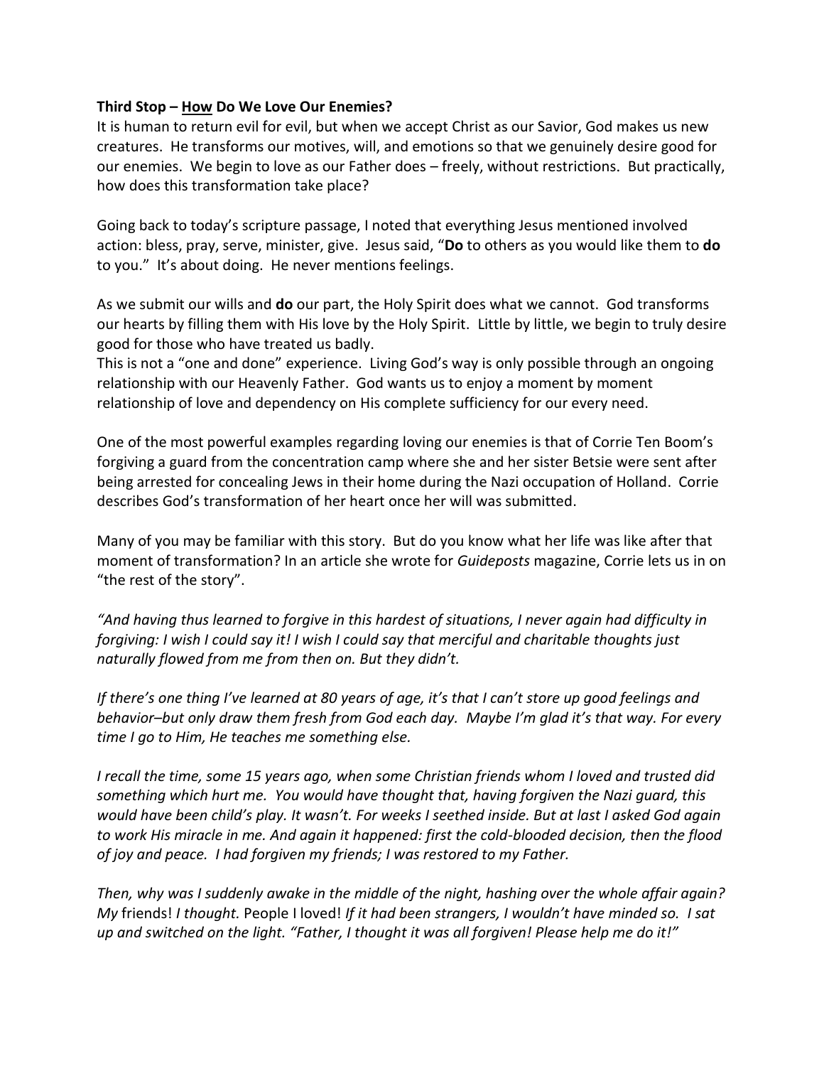**Third Stop – <u>How</u> Do We Love Our Enemies?**

It is human to return evil for evil, but when we accept Christ as our Savior, God makes us new creatures. He transforms our motives, will, and emotions so that we genuinely desire good for our enemies. We begin to love as our Father does – freely, without restrictions. But practically, how does this transformation take place?

Going back to today's scripture passage, I noted that everything Jesus mentioned involved action: bless, pray, serve, minister, give. Jesus said, "**Do** to others as you would like them to **do** to you." It's about doing. He never mentions feelings.

As we submit our wills and **do** our part, the Holy Spirit does what we cannot. God transforms our hearts by filling them with His love by the Holy Spirit. Little by little, we begin to truly desire good for those who have treated us badly.

This is not a "one and done" experience. Living God's way is only possible through an ongoing relationship with our Heavenly Father. God wants us to enjoy a moment by moment relationship of love and dependency on His complete sufficiency for our every need.

One of the most powerful examples regarding loving our enemies is that of Corrie Ten Boom's forgiving a guard from the concentration camp where she and her sister Betsie were sent after being arrested for concealing Jews in their home during the Nazi occupation of Holland. Corrie describes God's transformation of her heart once her will was submitted.

Many of you may be familiar with this story. But do you know what her life was like after that moment of transformation? In an article she wrote for *Guideposts* magazine, Corrie lets us in on "the rest of the story".

*"And having thus learned to forgive in this hardest of situations, I never again had difficulty in forgiving: I wish I could say it! I wish I could say that merciful and charitable thoughts just naturally flowed from me from then on. But they didn't.*

*If there's one thing I've learned at 80 years of age, it's that I can't store up good feelings and behavior–but only draw them fresh from God each day. Maybe I'm glad it's that way. For every time I go to Him, He teaches me something else.*

*I recall the time, some 15 years ago, when some Christian friends whom I loved and trusted did something which hurt me. You would have thought that, having forgiven the Nazi guard, this would have been child's play. It wasn't. For weeks I seethed inside. But at last I asked God again to work His miracle in me. And again it happened: first the cold-blooded decision, then the flood of joy and peace. I had forgiven my friends; I was restored to my Father.*

*Then, why was I suddenly awake in the middle of the night, hashing over the whole affair again? My* friends! *I thought.* People I loved! *If it had been strangers, I wouldn't have minded so. I sat up and switched on the light. "Father, I thought it was all forgiven! Please help me do it!"*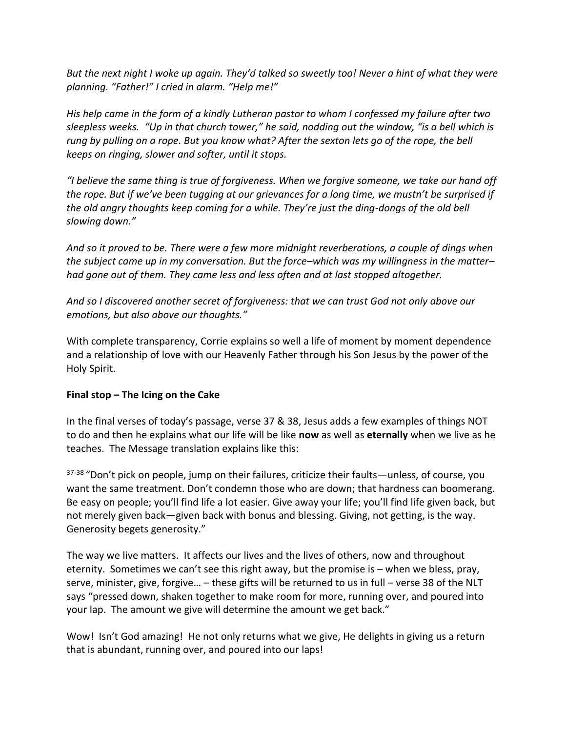*But the next night I woke up again. They'd talked so sweetly too! Never a hint of what they were planning. "Father!" I cried in alarm. "Help me!"*

*His help came in the form of a kindly Lutheran pastor to whom I confessed my failure after two sleepless weeks. "Up in that church tower," he said, nodding out the window, "is a bell which is rung by pulling on a rope. But you know what? After the sexton lets go of the rope, the bell keeps on ringing, slower and softer, until it stops.*

*"I believe the same thing is true of forgiveness. When we forgive someone, we take our hand off the rope. But if we've been tugging at our grievances for a long time, we mustn't be surprised if the old angry thoughts keep coming for a while. They're just the ding-dongs of the old bell slowing down."*

*And so it proved to be. There were a few more midnight reverberations, a couple of dings when the subject came up in my conversation. But the force–which was my willingness in the matter–had gone out of them. They came less and less often and at last stopped altogether.*

*And so I discovered another secret of forgiveness: that we can trust God not only above our emotions, but also above our thoughts."*

With complete transparency, Corrie explains so well a life of moment by moment dependence and a relationship of love with our Heavenly Father through his Son Jesus by the power of the Holy Spirit.

**Final stop – The Icing on the Cake**

In the final verses of today's passage, verse 37 & 38, Jesus adds a few examples of things NOT to do and then he explains what our life will be like **now** as well as **eternally** when we live as he teaches. The Message translation explains like this:

37-38 "Don't pick on people, jump on their failures, criticize their faults—unless, of course, you want the same treatment. Don't condemn those who are down; that hardness can boomerang. Be easy on people; you'll find life a lot easier. Give away your life; you'll find life given back, but not merely given back—given back with bonus and blessing. Giving, not getting, is the way. Generosity begets generosity."

The way we live matters. It affects our lives and the lives of others, now and throughout eternity. Sometimes we can't see this right away, but the promise is – when we bless, pray, serve, minister, give, forgive… – these gifts will be returned to us in full – verse 38 of the NLT says "pressed down, shaken together to make room for more, running over, and poured into your lap. The amount we give will determine the amount we get back."

Wow! Isn't God amazing! He not only returns what we give, He delights in giving us a return that is abundant, running over, and poured into our laps!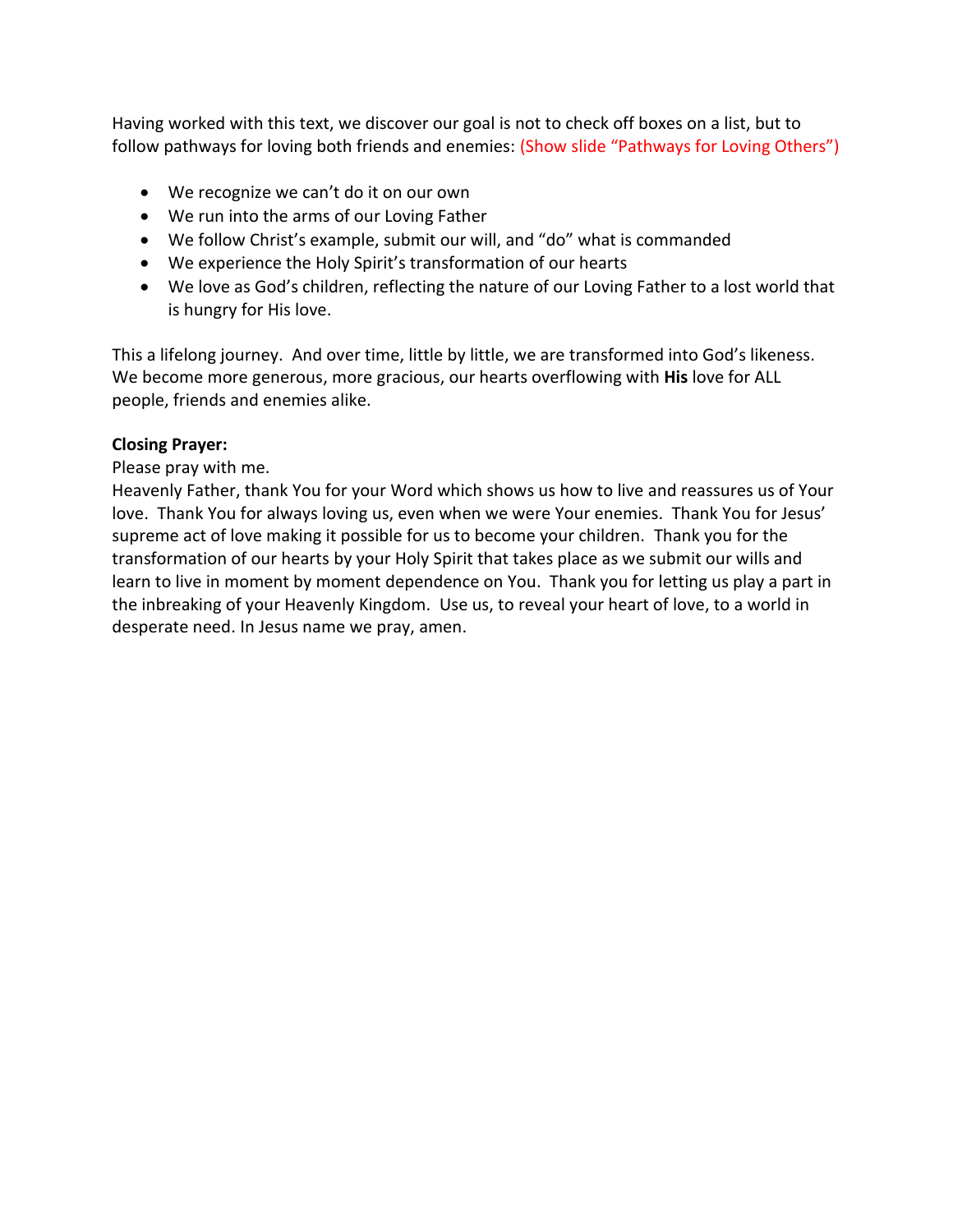Having worked with this text, we discover our goal is not to check off boxes on a list, but to follow pathways for loving both friends and enemies: (Show slide "Pathways for Loving Others")

- We recognize we can't do it on our own
- We run into the arms of our Loving Father
- We follow Christ's example, submit our will, and "do" what is commanded
- We experience the Holy Spirit's transformation of our hearts
- We love as God's children, reflecting the nature of our Loving Father to a lost world that is hungry for His love.

This a lifelong journey. And over time, little by little, we are transformed into God's likeness. We become more generous, more gracious, our hearts overflowing with **His** love for ALL people, friends and enemies alike.

**Closing Prayer:**

Please pray with me.

Heavenly Father, thank You for your Word which shows us how to live and reassures us of Your love. Thank You for always loving us, even when we were Your enemies. Thank You for Jesus' supreme act of love making it possible for us to become your children. Thank you for the transformation of our hearts by your Holy Spirit that takes place as we submit our wills and learn to live in moment by moment dependence on You. Thank you for letting us play a part in the inbreaking of your Heavenly Kingdom. Use us, to reveal your heart of love, to a world in desperate need. In Jesus name we pray, amen.